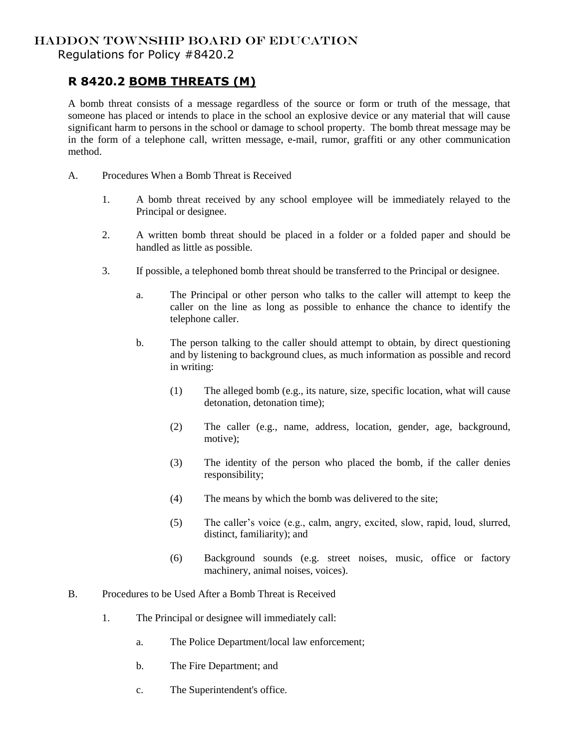# HADDON TOWNSHIP BOARD OF EDUCATION

Regulations for Policy #8420.2

## R 8420.2 BOMB THREATS (M)

A bomb threat consists of a message regardless of the source or form or truth of the message, that someone has placed or intends to place in the school an explosive device or any material that will cause significant harm to persons in the school or damage to school property. The bomb threat message may be in the form of a telephone call, written message, e-mail, rumor, graffiti or any other communication method.

A. Procedures When a Bomb Threat is Received

1. A bomb threat received by any school employee will be immediately relayed to the Principal or designee.

2. A written bomb threat should be placed in a folder or a folded paper and should be handled as little as possible.

3. If possible, a telephoned bomb threat should be transferred to the Principal or designee.

   a. The Principal or other person who talks to the caller will attempt to keep the caller on the line as long as possible to enhance the chance to identify the telephone caller.

   b. The person talking to the caller should attempt to obtain, by direct questioning and by listening to background clues, as much information as possible and record in writing:

      (1) The alleged bomb (e.g., its nature, size, specific location, what will cause detonation, detonation time);

      (2) The caller (e.g., name, address, location, gender, age, background, motive);

      (3) The identity of the person who placed the bomb, if the caller denies responsibility;

      (4) The means by which the bomb was delivered to the site;

      (5) The caller's voice (e.g., calm, angry, excited, slow, rapid, loud, slurred, distinct, familiarity); and

      (6) Background sounds (e.g. street noises, music, office or factory machinery, animal noises, voices).

B. Procedures to be Used After a Bomb Threat is Received

1. The Principal or designee will immediately call:

   a. The Police Department/local law enforcement;

   b. The Fire Department; and

   c. The Superintendent's office.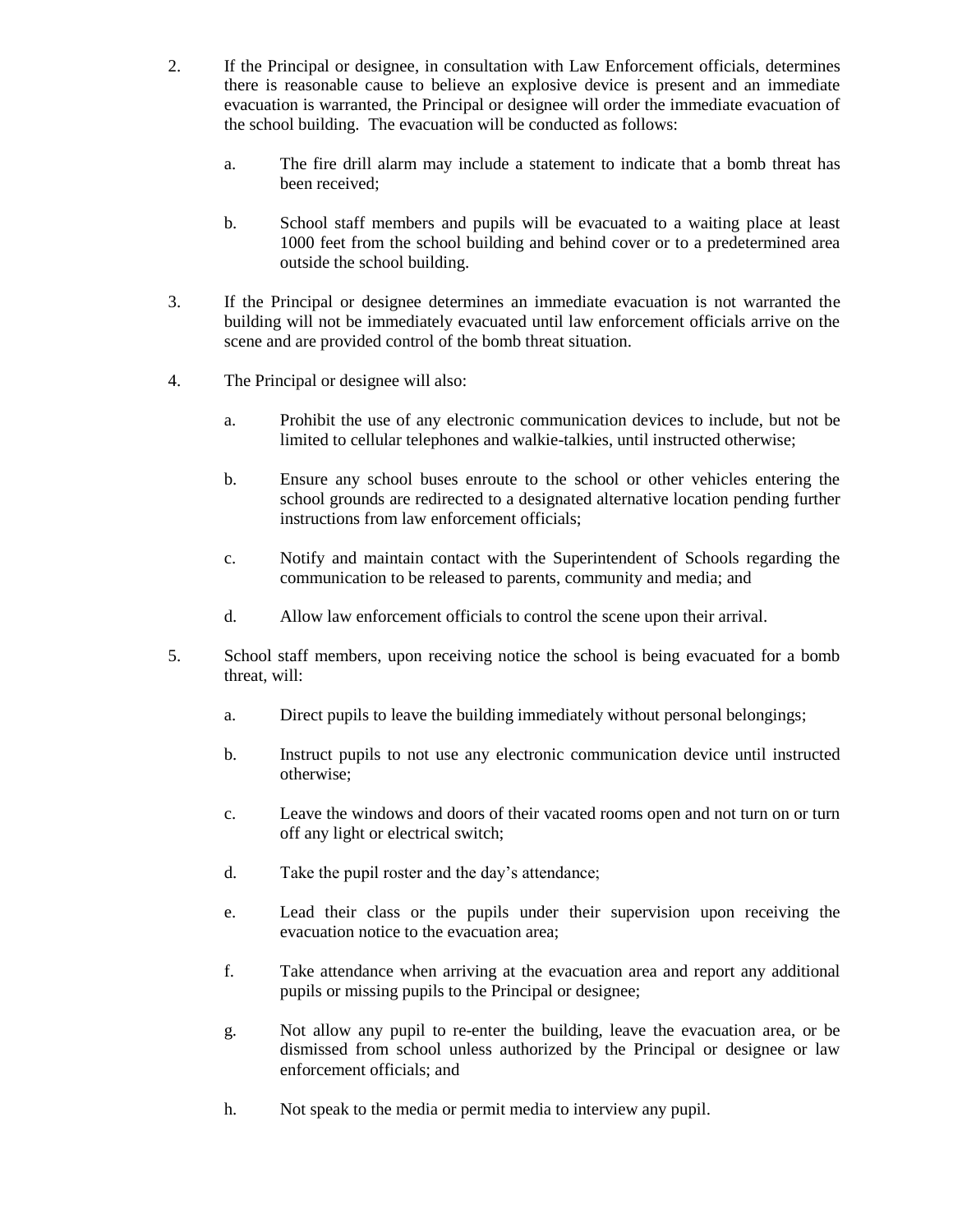2. If the Principal or designee, in consultation with Law Enforcement officials, determines there is reasonable cause to believe an explosive device is present and an immediate evacuation is warranted, the Principal or designee will order the immediate evacuation of the school building. The evacuation will be conducted as follows:

   a. The fire drill alarm may include a statement to indicate that a bomb threat has been received;

   b. School staff members and pupils will be evacuated to a waiting place at least 1000 feet from the school building and behind cover or to a predetermined area outside the school building.

3. If the Principal or designee determines an immediate evacuation is not warranted the building will not be immediately evacuated until law enforcement officials arrive on the scene and are provided control of the bomb threat situation.

4. The Principal or designee will also:

   a. Prohibit the use of any electronic communication devices to include, but not be limited to cellular telephones and walkie-talkies, until instructed otherwise;

   b. Ensure any school buses enroute to the school or other vehicles entering the school grounds are redirected to a designated alternative location pending further instructions from law enforcement officials;

   c. Notify and maintain contact with the Superintendent of Schools regarding the communication to be released to parents, community and media; and

   d. Allow law enforcement officials to control the scene upon their arrival.

5. School staff members, upon receiving notice the school is being evacuated for a bomb threat, will:

   a. Direct pupils to leave the building immediately without personal belongings;

   b. Instruct pupils to not use any electronic communication device until instructed otherwise;

   c. Leave the windows and doors of their vacated rooms open and not turn on or turn off any light or electrical switch;

   d. Take the pupil roster and the day's attendance;

   e. Lead their class or the pupils under their supervision upon receiving the evacuation notice to the evacuation area;

   f. Take attendance when arriving at the evacuation area and report any additional pupils or missing pupils to the Principal or designee;

   g. Not allow any pupil to re-enter the building, leave the evacuation area, or be dismissed from school unless authorized by the Principal or designee or law enforcement officials; and

   h. Not speak to the media or permit media to interview any pupil.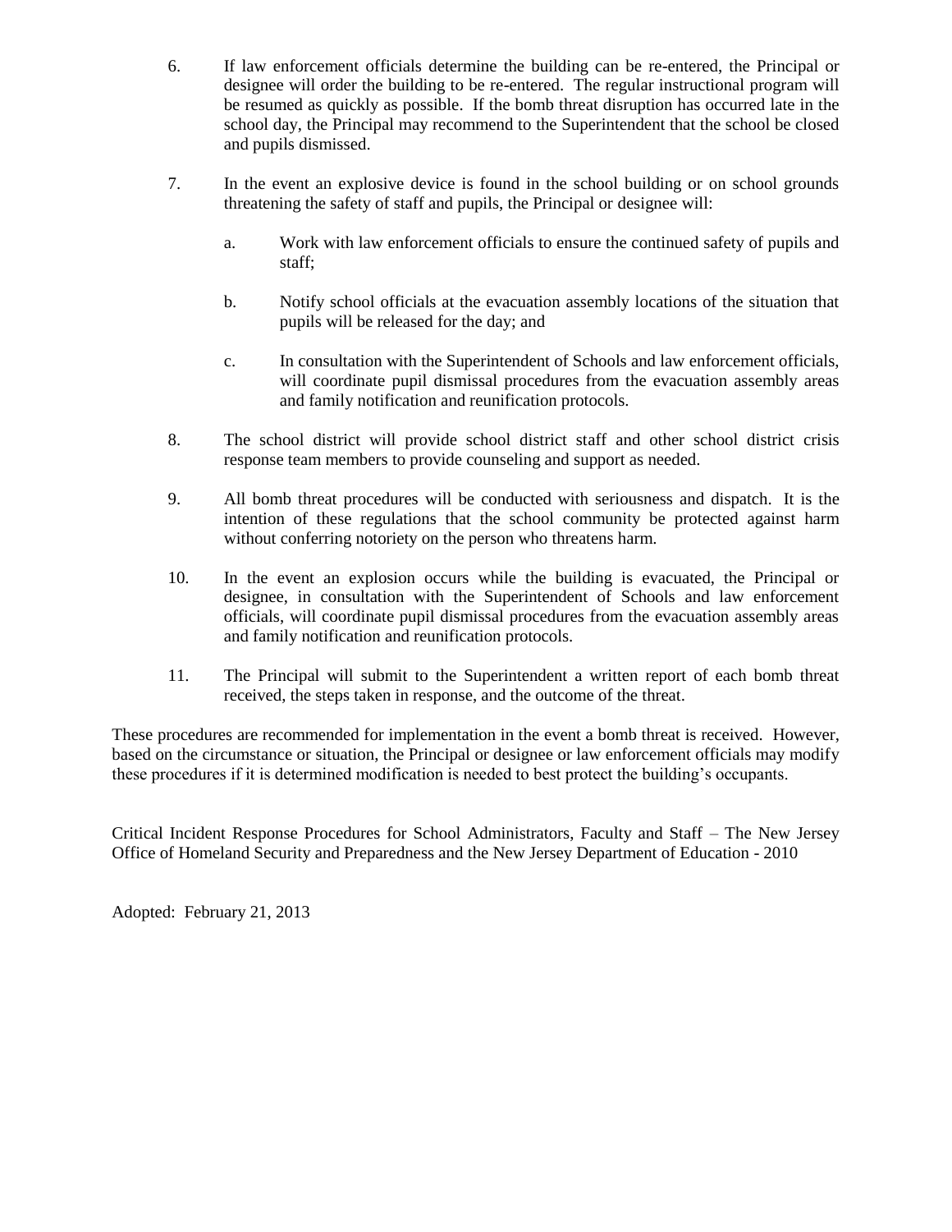6. If law enforcement officials determine the building can be re-entered, the Principal or designee will order the building to be re-entered. The regular instructional program will be resumed as quickly as possible. If the bomb threat disruption has occurred late in the school day, the Principal may recommend to the Superintendent that the school be closed and pupils dismissed.

7. In the event an explosive device is found in the school building or on school grounds threatening the safety of staff and pupils, the Principal or designee will:

   a. Work with law enforcement officials to ensure the continued safety of pupils and staff;

   b. Notify school officials at the evacuation assembly locations of the situation that pupils will be released for the day; and

   c. In consultation with the Superintendent of Schools and law enforcement officials, will coordinate pupil dismissal procedures from the evacuation assembly areas and family notification and reunification protocols.

8. The school district will provide school district staff and other school district crisis response team members to provide counseling and support as needed.

9. All bomb threat procedures will be conducted with seriousness and dispatch. It is the intention of these regulations that the school community be protected against harm without conferring notoriety on the person who threatens harm.

10. In the event an explosion occurs while the building is evacuated, the Principal or designee, in consultation with the Superintendent of Schools and law enforcement officials, will coordinate pupil dismissal procedures from the evacuation assembly areas and family notification and reunification protocols.

11. The Principal will submit to the Superintendent a written report of each bomb threat received, the steps taken in response, and the outcome of the threat.

These procedures are recommended for implementation in the event a bomb threat is received. However, based on the circumstance or situation, the Principal or designee or law enforcement officials may modify these procedures if it is determined modification is needed to best protect the building's occupants.

Critical Incident Response Procedures for School Administrators, Faculty and Staff – The New Jersey Office of Homeland Security and Preparedness and the New Jersey Department of Education - 2010

Adopted: February 21, 2013